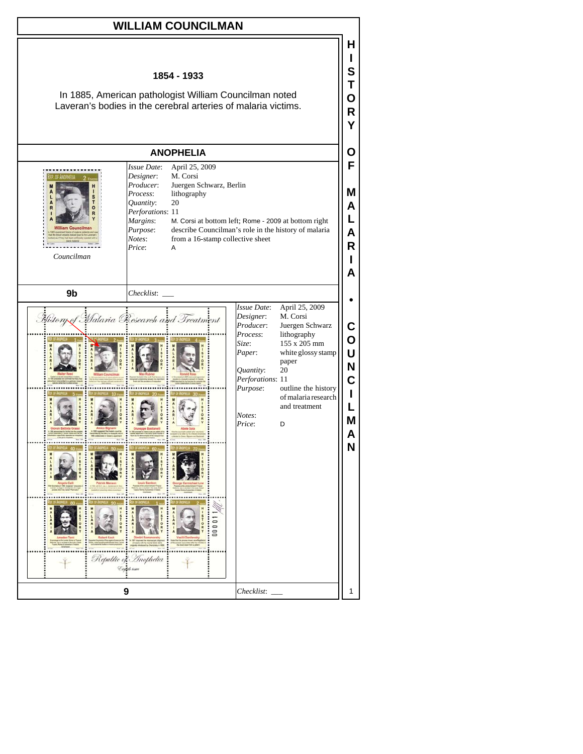# WILLIAM COUNCILMAN

**1854 - 1933**

In 1885, American pathologist William Councilman noted Laveran's bodies in the cerebral arteries of malaria victims.

## ANOPHELIA

*Councilman*

| | |
|---|---|
| *Issue Date*: | April 25, 2009 |
| *Designer*: | M. Corsi |
| *Producer*: | Juergen Schwarz, Berlin |
| *Process*: | lithography |
| *Quantity*: | 20 |
| *Perforations*: | 11 |
| *Margins*: | M. Corsi at bottom left; Rome - 2009 at bottom right |
| *Purpose*: | describe Councilman's role in the history of malaria |
| *Notes*: | from a 16-stamp collective sheet |
| *Price*: | A |

**9b** *Checklist*: ___

| | |
|---|---|
| *Issue Date*: | April 25, 2009 |
| *Designer*: | M. Corsi |
| *Producer*: | Juergen Schwarz |
| *Process*: | lithography |
| *Size*: | 155 x 205 mm |
| *Paper*: | white glossy stamp paper |
| *Quantity*: | 20 |
| *Perforations*: | 11 |
| *Purpose*: | outline the history of malaria research and treatment |
| *Notes*: | |
| *Price*: | D |

**9** *Checklist*: ___

HISTORY OF MALARIA • COUNCILMAN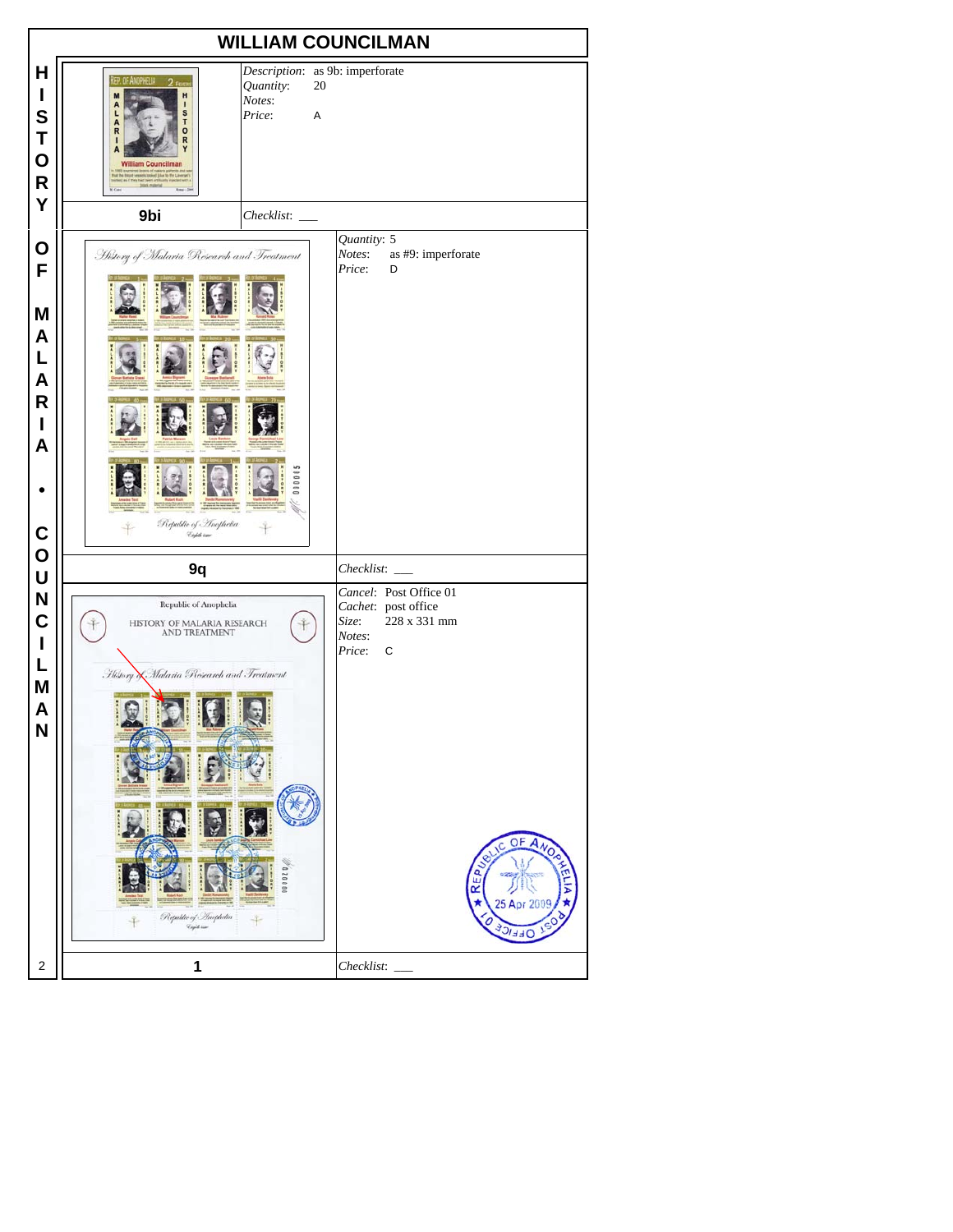# WILLIAM COUNCILMAN

HISTORY OF MALARIA • COUNCILMAN

| | |
|---|---|
| **9bi** | *Description*: as 9b: imperforate<br>*Quantity*: 20<br>*Notes*:<br>*Price*: A<br><br>*Checklist*: ___ |
| **9q** | *Quantity*: 5<br>*Notes*: as #9: imperforate<br>*Price*: D<br><br>*Checklist*: ___ |
| **1** | *Cancel*: Post Office 01<br>*Cachet*: post office<br>*Size*: 228 x 331 mm<br>*Notes*:<br>*Price*: C<br><br>*Checklist*: ___ |